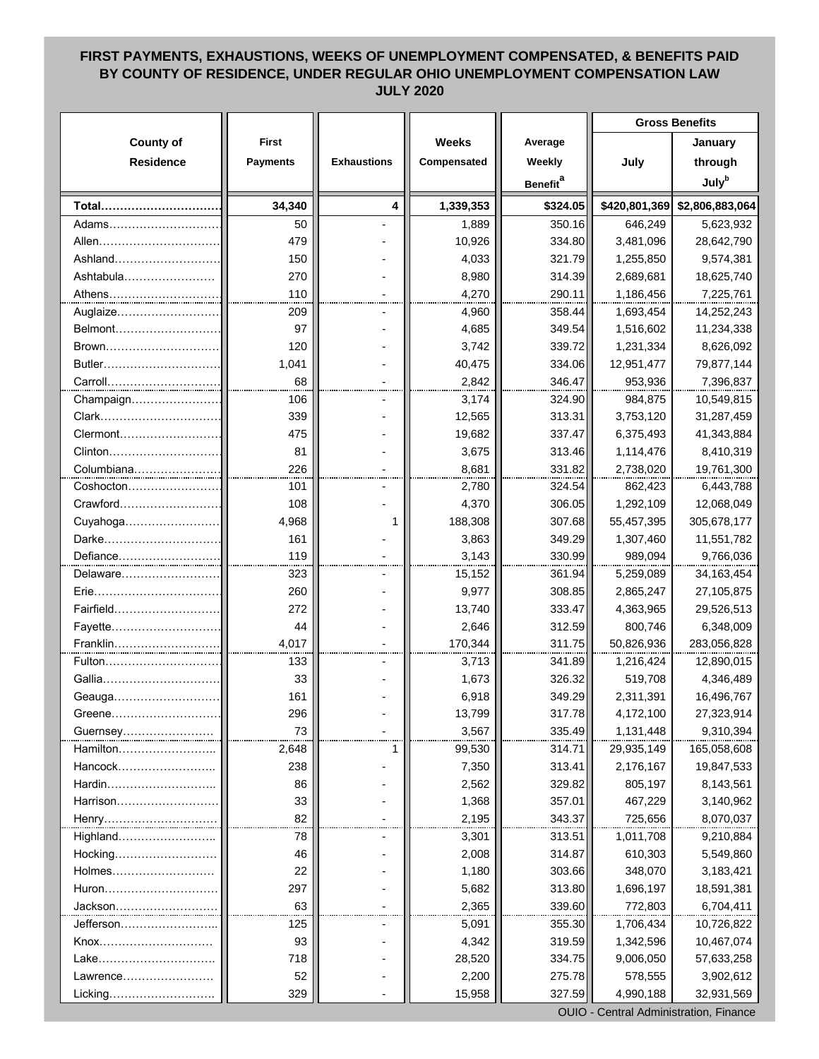# FIRST PAYMENTS, EXHAUSTIONS, WEEKS OF UNEMPLOYMENT COMPENSATED, & BENEFITS PAID BY COUNTY OF RESIDENCE, UNDER REGULAR OHIO UNEMPLOYMENT COMPENSATION LAW
## JULY 2020

| County of Residence | First Payments | Exhaustions | Weeks Compensated | Average Weekly Benefit[a] | Gross Benefits | |
|---|---|---|---|---|---|---|
| | | | | | July | January through July[b] |
| **Total** | **34,340** | **4** | **1,339,353** | **$324.05** | **$420,801,369** | **$2,806,883,064** |
| Adams | 50 | - | 1,889 | 350.16 | 646,249 | 5,623,932 |
| Allen | 479 | - | 10,926 | 334.80 | 3,481,096 | 28,642,790 |
| Ashland | 150 | - | 4,033 | 321.79 | 1,255,850 | 9,574,381 |
| Ashtabula | 270 | - | 8,980 | 314.39 | 2,689,681 | 18,625,740 |
| Athens | 110 | - | 4,270 | 290.11 | 1,186,456 | 7,225,761 |
| Auglaize | 209 | - | 4,960 | 358.44 | 1,693,454 | 14,252,243 |
| Belmont | 97 | - | 4,685 | 349.54 | 1,516,602 | 11,234,338 |
| Brown | 120 | - | 3,742 | 339.72 | 1,231,334 | 8,626,092 |
| Butler | 1,041 | - | 40,475 | 334.06 | 12,951,477 | 79,877,144 |
| Carroll | 68 | - | 2,842 | 346.47 | 953,936 | 7,396,837 |
| Champaign | 106 | - | 3,174 | 324.90 | 984,875 | 10,549,815 |
| Clark | 339 | - | 12,565 | 313.31 | 3,753,120 | 31,287,459 |
| Clermont | 475 | - | 19,682 | 337.47 | 6,375,493 | 41,343,884 |
| Clinton | 81 | - | 3,675 | 313.46 | 1,114,476 | 8,410,319 |
| Columbiana | 226 | - | 8,681 | 331.82 | 2,738,020 | 19,761,300 |
| Coshocton | 101 | - | 2,780 | 324.54 | 862,423 | 6,443,788 |
| Crawford | 108 | - | 4,370 | 306.05 | 1,292,109 | 12,068,049 |
| Cuyahoga | 4,968 | 1 | 188,308 | 307.68 | 55,457,395 | 305,678,177 |
| Darke | 161 | - | 3,863 | 349.29 | 1,307,460 | 11,551,782 |
| Defiance | 119 | - | 3,143 | 330.99 | 989,094 | 9,766,036 |
| Delaware | 323 | - | 15,152 | 361.94 | 5,259,089 | 34,163,454 |
| Erie | 260 | - | 9,977 | 308.85 | 2,865,247 | 27,105,875 |
| Fairfield | 272 | - | 13,740 | 333.47 | 4,363,965 | 29,526,513 |
| Fayette | 44 | - | 2,646 | 312.59 | 800,746 | 6,348,009 |
| Franklin | 4,017 | - | 170,344 | 311.75 | 50,826,936 | 283,056,828 |
| Fulton | 133 | - | 3,713 | 341.89 | 1,216,424 | 12,890,015 |
| Gallia | 33 | - | 1,673 | 326.32 | 519,708 | 4,346,489 |
| Geauga | 161 | - | 6,918 | 349.29 | 2,311,391 | 16,496,767 |
| Greene | 296 | - | 13,799 | 317.78 | 4,172,100 | 27,323,914 |
| Guernsey | 73 | - | 3,567 | 335.49 | 1,131,448 | 9,310,394 |
| Hamilton | 2,648 | 1 | 99,530 | 314.71 | 29,935,149 | 165,058,608 |
| Hancock | 238 | - | 7,350 | 313.41 | 2,176,167 | 19,847,533 |
| Hardin | 86 | - | 2,562 | 329.82 | 805,197 | 8,143,561 |
| Harrison | 33 | - | 1,368 | 357.01 | 467,229 | 3,140,962 |
| Henry | 82 | - | 2,195 | 343.37 | 725,656 | 8,070,037 |
| Highland | 78 | - | 3,301 | 313.51 | 1,011,708 | 9,210,884 |
| Hocking | 46 | - | 2,008 | 314.87 | 610,303 | 5,549,860 |
| Holmes | 22 | - | 1,180 | 303.66 | 348,070 | 3,183,421 |
| Huron | 297 | - | 5,682 | 313.80 | 1,696,197 | 18,591,381 |
| Jackson | 63 | - | 2,365 | 339.60 | 772,803 | 6,704,411 |
| Jefferson | 125 | - | 5,091 | 355.30 | 1,706,434 | 10,726,822 |
| Knox | 93 | - | 4,342 | 319.59 | 1,342,596 | 10,467,074 |
| Lake | 718 | - | 28,520 | 334.75 | 9,006,050 | 57,633,258 |
| Lawrence | 52 | - | 2,200 | 275.78 | 578,555 | 3,902,612 |
| Licking | 329 | - | 15,958 | 327.59 | 4,990,188 | 32,931,569 |

OUIO - Central Administration, Finance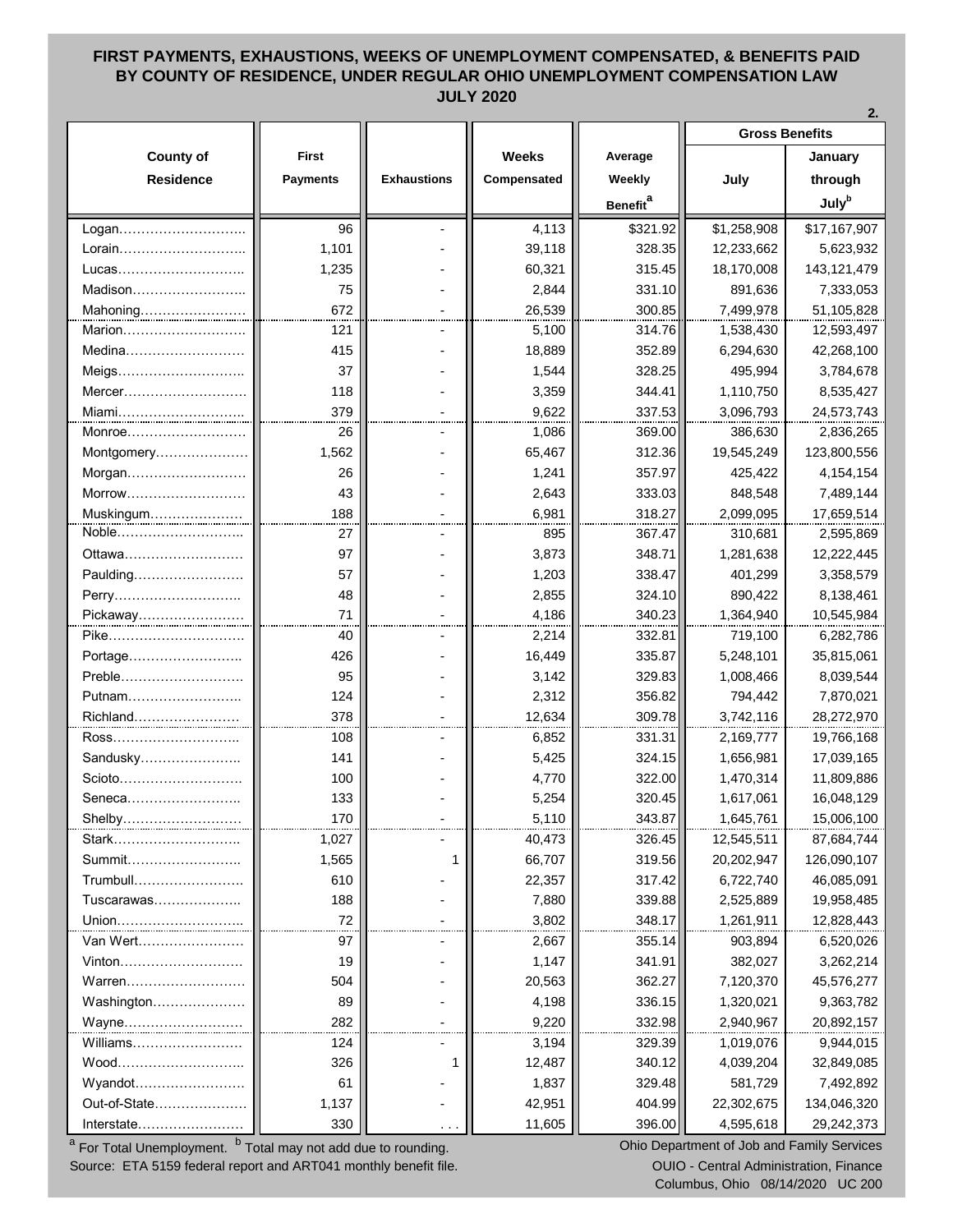# FIRST PAYMENTS, EXHAUSTIONS, WEEKS OF UNEMPLOYMENT COMPENSATED, & BENEFITS PAID BY COUNTY OF RESIDENCE, UNDER REGULAR OHIO UNEMPLOYMENT COMPENSATION LAW
## JULY 2020

2.

| County of Residence | First Payments | Exhaustions | Weeks Compensated | Average Weekly Benefit[a] | Gross Benefits | |
|---|---|---|---|---|---|---|
| | | | | | July | January through July[b] |
| Logan | 96 | - | 4,113 | $321.92 | $1,258,908 | $17,167,907 |
| Lorain | 1,101 | - | 39,118 | 328.35 | 12,233,662 | 5,623,932 |
| Lucas | 1,235 | - | 60,321 | 315.45 | 18,170,008 | 143,121,479 |
| Madison | 75 | - | 2,844 | 331.10 | 891,636 | 7,333,053 |
| Mahoning | 672 | - | 26,539 | 300.85 | 7,499,978 | 51,105,828 |
| Marion | 121 | - | 5,100 | 314.76 | 1,538,430 | 12,593,497 |
| Medina | 415 | - | 18,889 | 352.89 | 6,294,630 | 42,268,100 |
| Meigs | 37 | - | 1,544 | 328.25 | 495,994 | 3,784,678 |
| Mercer | 118 | - | 3,359 | 344.41 | 1,110,750 | 8,535,427 |
| Miami | 379 | - | 9,622 | 337.53 | 3,096,793 | 24,573,743 |
| Monroe | 26 | - | 1,086 | 369.00 | 386,630 | 2,836,265 |
| Montgomery | 1,562 | - | 65,467 | 312.36 | 19,545,249 | 123,800,556 |
| Morgan | 26 | - | 1,241 | 357.97 | 425,422 | 4,154,154 |
| Morrow | 43 | - | 2,643 | 333.03 | 848,548 | 7,489,144 |
| Muskingum | 188 | - | 6,981 | 318.27 | 2,099,095 | 17,659,514 |
| Noble | 27 | - | 895 | 367.47 | 310,681 | 2,595,869 |
| Ottawa | 97 | - | 3,873 | 348.71 | 1,281,638 | 12,222,445 |
| Paulding | 57 | - | 1,203 | 338.47 | 401,299 | 3,358,579 |
| Perry | 48 | - | 2,855 | 324.10 | 890,422 | 8,138,461 |
| Pickaway | 71 | - | 4,186 | 340.23 | 1,364,940 | 10,545,984 |
| Pike | 40 | - | 2,214 | 332.81 | 719,100 | 6,282,786 |
| Portage | 426 | - | 16,449 | 335.87 | 5,248,101 | 35,815,061 |
| Preble | 95 | - | 3,142 | 329.83 | 1,008,466 | 8,039,544 |
| Putnam | 124 | - | 2,312 | 356.82 | 794,442 | 7,870,021 |
| Richland | 378 | - | 12,634 | 309.78 | 3,742,116 | 28,272,970 |
| Ross | 108 | - | 6,852 | 331.31 | 2,169,777 | 19,766,168 |
| Sandusky | 141 | - | 5,425 | 324.15 | 1,656,981 | 17,039,165 |
| Scioto | 100 | - | 4,770 | 322.00 | 1,470,314 | 11,809,886 |
| Seneca | 133 | - | 5,254 | 320.45 | 1,617,061 | 16,048,129 |
| Shelby | 170 | - | 5,110 | 343.87 | 1,645,761 | 15,006,100 |
| Stark | 1,027 | - | 40,473 | 326.45 | 12,545,511 | 87,684,744 |
| Summit | 1,565 | 1 | 66,707 | 319.56 | 20,202,947 | 126,090,107 |
| Trumbull | 610 | - | 22,357 | 317.42 | 6,722,740 | 46,085,091 |
| Tuscarawas | 188 | - | 7,880 | 339.88 | 2,525,889 | 19,958,485 |
| Union | 72 | - | 3,802 | 348.17 | 1,261,911 | 12,828,443 |
| Van Wert | 97 | - | 2,667 | 355.14 | 903,894 | 6,520,026 |
| Vinton | 19 | - | 1,147 | 341.91 | 382,027 | 3,262,214 |
| Warren | 504 | - | 20,563 | 362.27 | 7,120,370 | 45,576,277 |
| Washington | 89 | - | 4,198 | 336.15 | 1,320,021 | 9,363,782 |
| Wayne | 282 | - | 9,220 | 332.98 | 2,940,967 | 20,892,157 |
| Williams | 124 | - | 3,194 | 329.39 | 1,019,076 | 9,944,015 |
| Wood | 326 | 1 | 12,487 | 340.12 | 4,039,204 | 32,849,085 |
| Wyandot | 61 | - | 1,837 | 329.48 | 581,729 | 7,492,892 |
| Out-of-State | 1,137 | - | 42,951 | 404.99 | 22,302,675 | 134,046,320 |
| Interstate | 330 | . . . | 11,605 | 396.00 | 4,595,618 | 29,242,373 |

[a] For Total Unemployment. [b] Total may not add due to rounding.
Source: ETA 5159 federal report and ART041 monthly benefit file.

Ohio Department of Job and Family Services
OUIO - Central Administration, Finance
Columbus, Ohio 08/14/2020 UC 200